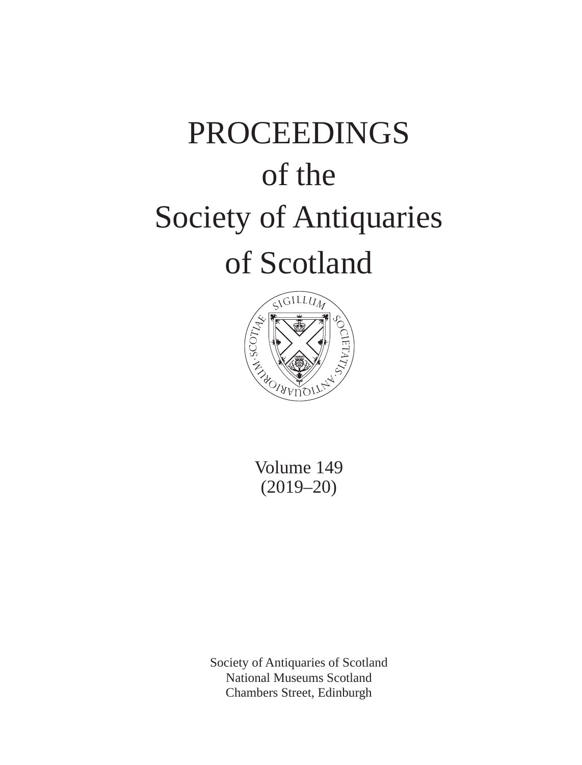# PROCEEDINGS
## of the
# Society of Antiquaries
# of Scotland

SIGILLUM SOCIETATIS ANTIQUARIORUM SCOTIAE

Volume 149
(2019–20)

Society of Antiquaries of Scotland
National Museums Scotland
Chambers Street, Edinburgh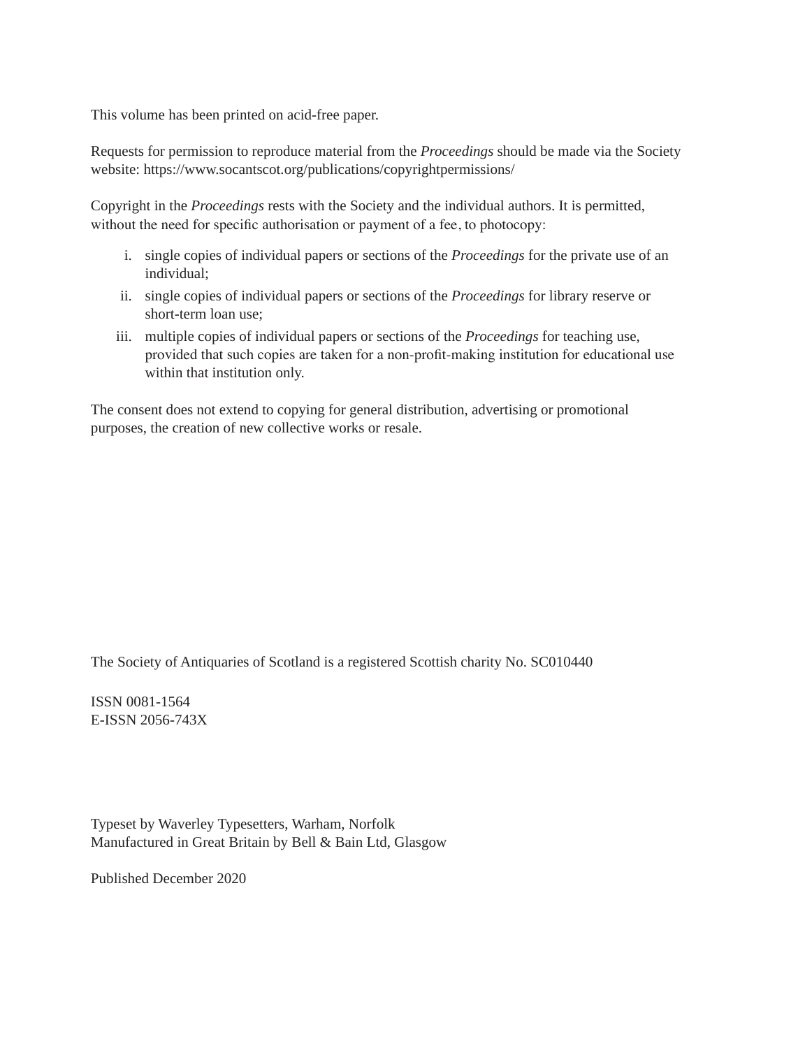This volume has been printed on acid-free paper.

Requests for permission to reproduce material from the *Proceedings* should be made via the Society website: https://www.socantscot.org/publications/copyrightpermissions/

Copyright in the *Proceedings* rests with the Society and the individual authors. It is permitted, without the need for specific authorisation or payment of a fee, to photocopy:

i. single copies of individual papers or sections of the *Proceedings* for the private use of an individual;
ii. single copies of individual papers or sections of the *Proceedings* for library reserve or short-term loan use;
iii. multiple copies of individual papers or sections of the *Proceedings* for teaching use, provided that such copies are taken for a non-profit-making institution for educational use within that institution only.

The consent does not extend to copying for general distribution, advertising or promotional purposes, the creation of new collective works or resale.

The Society of Antiquaries of Scotland is a registered Scottish charity No. SC010440

ISSN 0081-1564
E-ISSN 2056-743X

Typeset by Waverley Typesetters, Warham, Norfolk
Manufactured in Great Britain by Bell & Bain Ltd, Glasgow

Published December 2020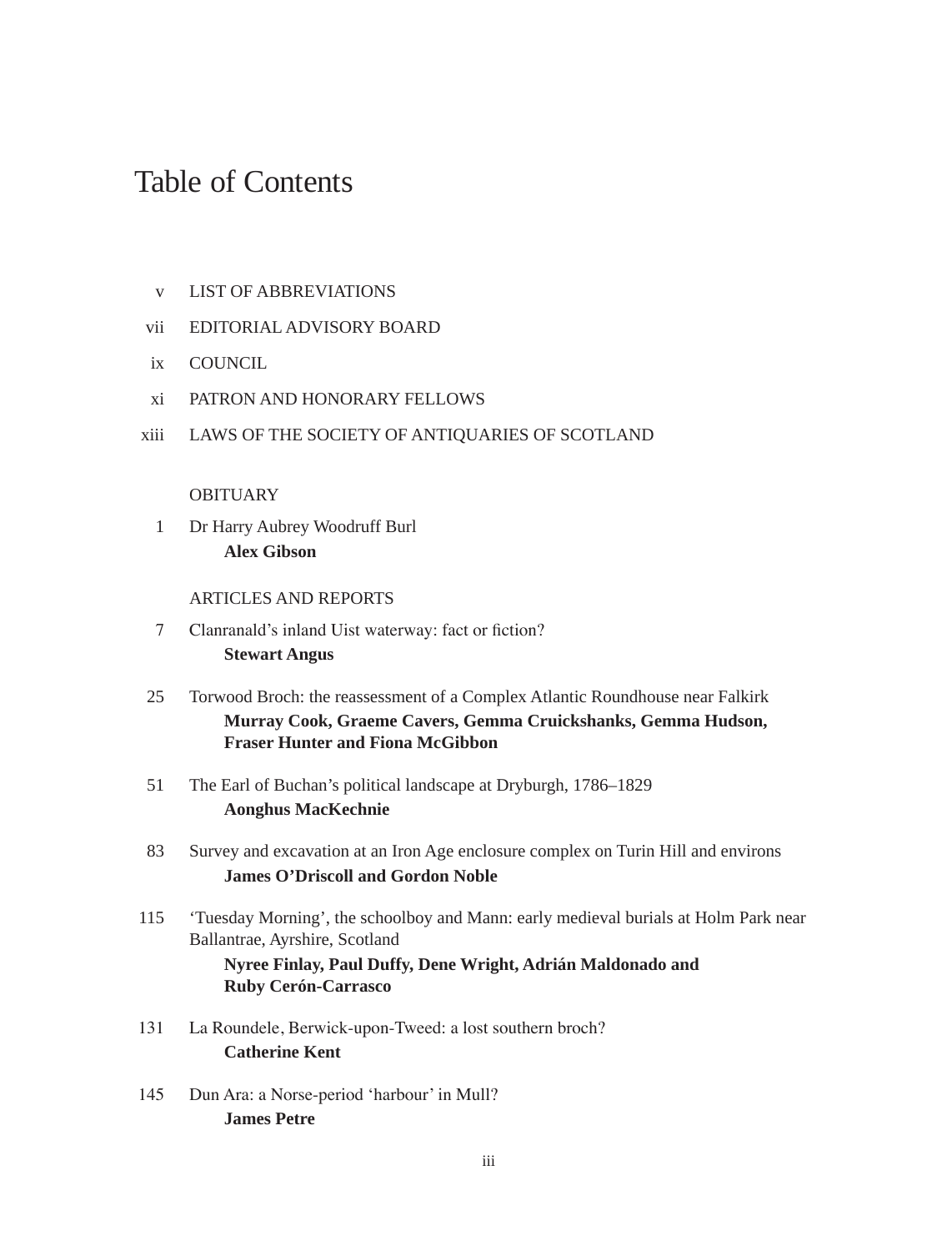# Table of Contents

v LIST OF ABBREVIATIONS

vii EDITORIAL ADVISORY BOARD

ix COUNCIL

xi PATRON AND HONORARY FELLOWS

xiii LAWS OF THE SOCIETY OF ANTIQUARIES OF SCOTLAND

OBITUARY

1 Dr Harry Aubrey Woodruff Burl
**Alex Gibson**

ARTICLES AND REPORTS

7 Clanranald's inland Uist waterway: fact or fiction?
**Stewart Angus**

25 Torwood Broch: the reassessment of a Complex Atlantic Roundhouse near Falkirk
**Murray Cook, Graeme Cavers, Gemma Cruickshanks, Gemma Hudson, Fraser Hunter and Fiona McGibbon**

51 The Earl of Buchan's political landscape at Dryburgh, 1786–1829
**Aonghus MacKechnie**

83 Survey and excavation at an Iron Age enclosure complex on Turin Hill and environs
**James O'Driscoll and Gordon Noble**

115 'Tuesday Morning', the schoolboy and Mann: early medieval burials at Holm Park near Ballantrae, Ayrshire, Scotland
**Nyree Finlay, Paul Duffy, Dene Wright, Adrián Maldonado and Ruby Cerón-Carrasco**

131 La Roundele, Berwick-upon-Tweed: a lost southern broch?
**Catherine Kent**

145 Dun Ara: a Norse-period 'harbour' in Mull?
**James Petre**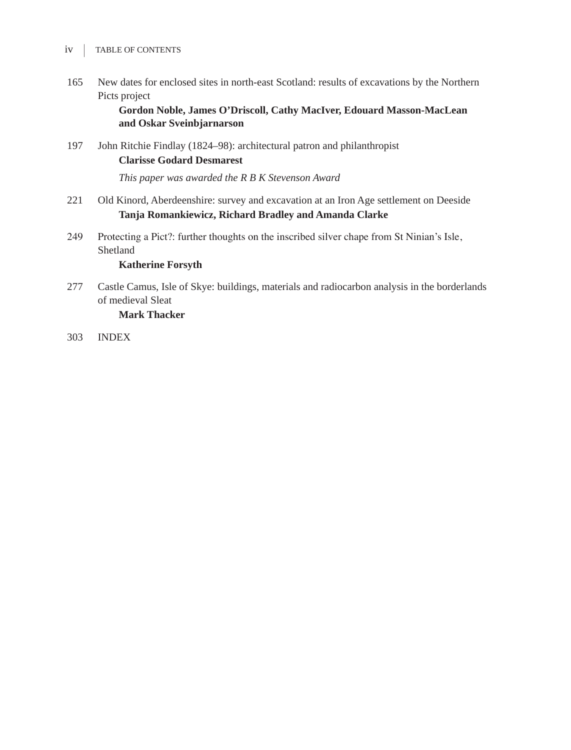165 New dates for enclosed sites in north-east Scotland: results of excavations by the Northern Picts project
**Gordon Noble, James O'Driscoll, Cathy MacIver, Edouard Masson-MacLean and Oskar Sveinbjarnarson**

197 John Ritchie Findlay (1824–98): architectural patron and philanthropist
**Clarisse Godard Desmarest**

*This paper was awarded the R B K Stevenson Award*

221 Old Kinord, Aberdeenshire: survey and excavation at an Iron Age settlement on Deeside
**Tanja Romankiewicz, Richard Bradley and Amanda Clarke**

249 Protecting a Pict?: further thoughts on the inscribed silver chape from St Ninian's Isle, Shetland
**Katherine Forsyth**

277 Castle Camus, Isle of Skye: buildings, materials and radiocarbon analysis in the borderlands of medieval Sleat
**Mark Thacker**

303 INDEX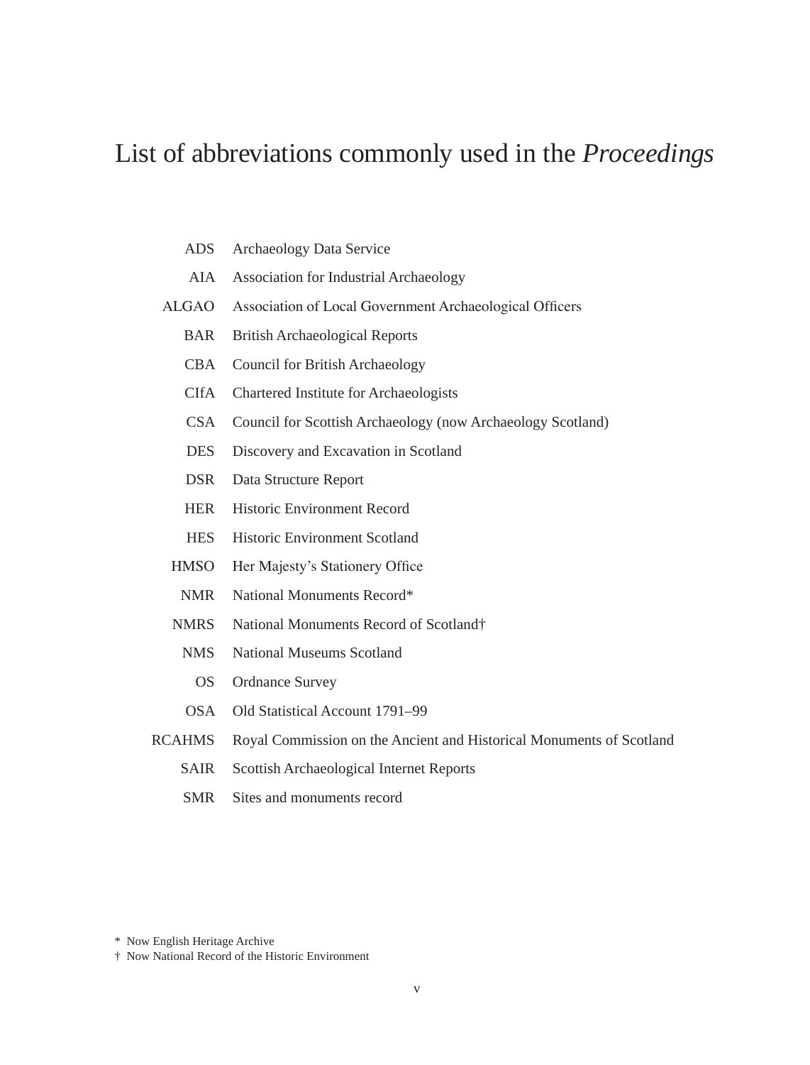# List of abbreviations commonly used in the *Proceedings*

| | |
|---|---|
| ADS | Archaeology Data Service |
| AIA | Association for Industrial Archaeology |
| ALGAO | Association of Local Government Archaeological Officers |
| BAR | British Archaeological Reports |
| CBA | Council for British Archaeology |
| CIfA | Chartered Institute for Archaeologists |
| CSA | Council for Scottish Archaeology (now Archaeology Scotland) |
| DES | Discovery and Excavation in Scotland |
| DSR | Data Structure Report |
| HER | Historic Environment Record |
| HES | Historic Environment Scotland |
| HMSO | Her Majesty's Stationery Office |
| NMR | National Monuments Record* |
| NMRS | National Monuments Record of Scotland† |
| NMS | National Museums Scotland |
| OS | Ordnance Survey |
| OSA | Old Statistical Account 1791–99 |
| RCAHMS | Royal Commission on the Ancient and Historical Monuments of Scotland |
| SAIR | Scottish Archaeological Internet Reports |
| SMR | Sites and monuments record |

\* Now English Heritage Archive

† Now National Record of the Historic Environment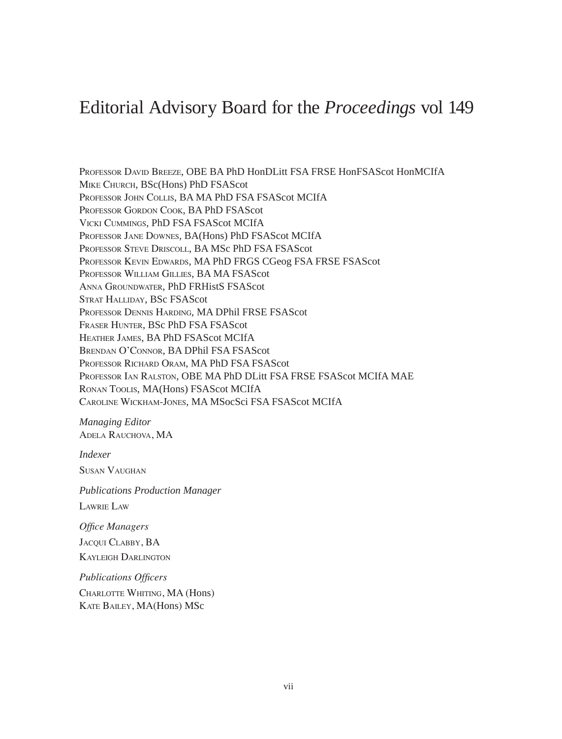# Editorial Advisory Board for the *Proceedings* vol 149

Professor David Breeze, OBE BA PhD HonDLitt FSA FRSE HonFSAScot HonMCIfA
Mike Church, BSc(Hons) PhD FSAScot
Professor John Collis, BA MA PhD FSA FSAScot MCIfA
Professor Gordon Cook, BA PhD FSAScot
Vicki Cummings, PhD FSA FSAScot MCIfA
Professor Jane Downes, BA(Hons) PhD FSAScot MCIfA
Professor Steve Driscoll, BA MSc PhD FSA FSAScot
Professor Kevin Edwards, MA PhD FRGS CGeog FSA FRSE FSAScot
Professor William Gillies, BA MA FSAScot
Anna Groundwater, PhD FRHistS FSAScot
Strat Halliday, BSc FSAScot
Professor Dennis Harding, MA DPhil FRSE FSAScot
Fraser Hunter, BSc PhD FSA FSAScot
Heather James, BA PhD FSAScot MCIfA
Brendan O'Connor, BA DPhil FSA FSAScot
Professor Richard Oram, MA PhD FSA FSAScot
Professor Ian Ralston, OBE MA PhD DLitt FSA FRSE FSAScot MCIfA MAE
Ronan Toolis, MA(Hons) FSAScot MCIfA
Caroline Wickham-Jones, MA MSocSci FSA FSAScot MCIfA

*Managing Editor*
Adela Rauchova, MA

*Indexer*
Susan Vaughan

*Publications Production Manager*
Lawrie Law

*Office Managers*
Jacqui Clabby, BA
Kayleigh Darlington

*Publications Officers*
Charlotte Whiting, MA (Hons)
Kate Bailey, MA(Hons) MSc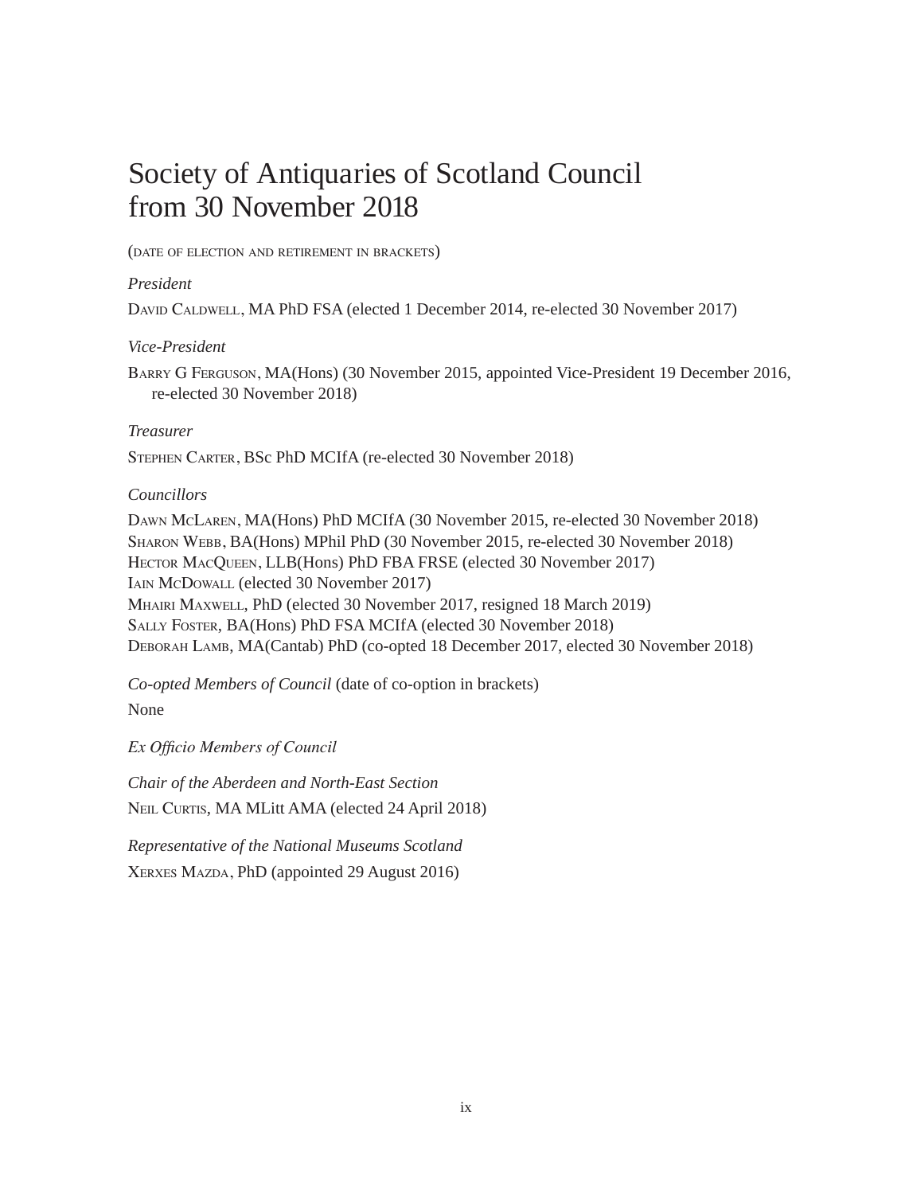# Society of Antiquaries of Scotland Council from 30 November 2018

(date of election and retirement in brackets)

*President*

David Caldwell, MA PhD FSA (elected 1 December 2014, re-elected 30 November 2017)

*Vice-President*

Barry G Ferguson, MA(Hons) (30 November 2015, appointed Vice-President 19 December 2016, re-elected 30 November 2018)

*Treasurer*

Stephen Carter, BSc PhD MCIfA (re-elected 30 November 2018)

*Councillors*

Dawn McLaren, MA(Hons) PhD MCIfA (30 November 2015, re-elected 30 November 2018)
Sharon Webb, BA(Hons) MPhil PhD (30 November 2015, re-elected 30 November 2018)
Hector MacQueen, LLB(Hons) PhD FBA FRSE (elected 30 November 2017)
Iain McDowall (elected 30 November 2017)
Mhairi Maxwell, PhD (elected 30 November 2017, resigned 18 March 2019)
Sally Foster, BA(Hons) PhD FSA MCIfA (elected 30 November 2018)
Deborah Lamb, MA(Cantab) PhD (co-opted 18 December 2017, elected 30 November 2018)

*Co-opted Members of Council* (date of co-option in brackets)

None

*Ex Officio Members of Council*

*Chair of the Aberdeen and North-East Section*

Neil Curtis, MA MLitt AMA (elected 24 April 2018)

*Representative of the National Museums Scotland*

Xerxes Mazda, PhD (appointed 29 August 2016)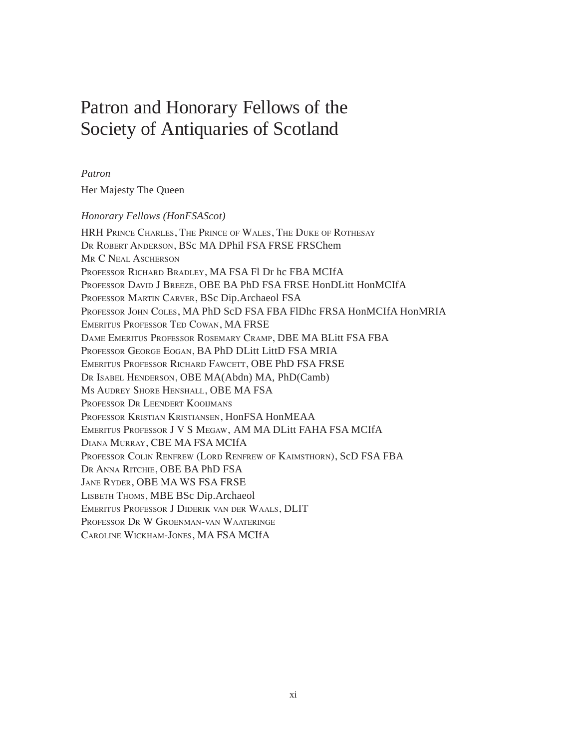# Patron and Honorary Fellows of the Society of Antiquaries of Scotland

*Patron*

Her Majesty The Queen

*Honorary Fellows (HonFSAScot)*

HRH Prince Charles, The Prince of Wales, The Duke of Rothesay
Dr Robert Anderson, BSc MA DPhil FSA FRSE FRSChem
Mr C Neal Ascherson
Professor Richard Bradley, MA FSA Fl Dr hc FBA MCIfA
Professor David J Breeze, OBE BA PhD FSA FRSE HonDLitt HonMCIfA
Professor Martin Carver, BSc Dip.Archaeol FSA
Professor John Coles, MA PhD ScD FSA FBA FlDhc FRSA HonMCIfA HonMRIA
Emeritus Professor Ted Cowan, MA FRSE
Dame Emeritus Professor Rosemary Cramp, DBE MA BLitt FSA FBA
Professor George Eogan, BA PhD DLitt LittD FSA MRIA
Emeritus Professor Richard Fawcett, OBE PhD FSA FRSE
Dr Isabel Henderson, OBE MA(Abdn) MA, PhD(Camb)
Ms Audrey Shore Henshall, OBE MA FSA
Professor Dr Leendert Kooijmans
Professor Kristian Kristiansen, HonFSA HonMEAA
Emeritus Professor J V S Megaw, AM MA DLitt FAHA FSA MCIfA
Diana Murray, CBE MA FSA MCIfA
Professor Colin Renfrew (Lord Renfrew of Kaimsthorn), ScD FSA FBA
Dr Anna Ritchie, OBE BA PhD FSA
Jane Ryder, OBE MA WS FSA FRSE
Lisbeth Thoms, MBE BSc Dip.Archaeol
Emeritus Professor J Diderik van der Waals, DLIT
Professor Dr W Groenman-van Waateringe
Caroline Wickham-Jones, MA FSA MCIfA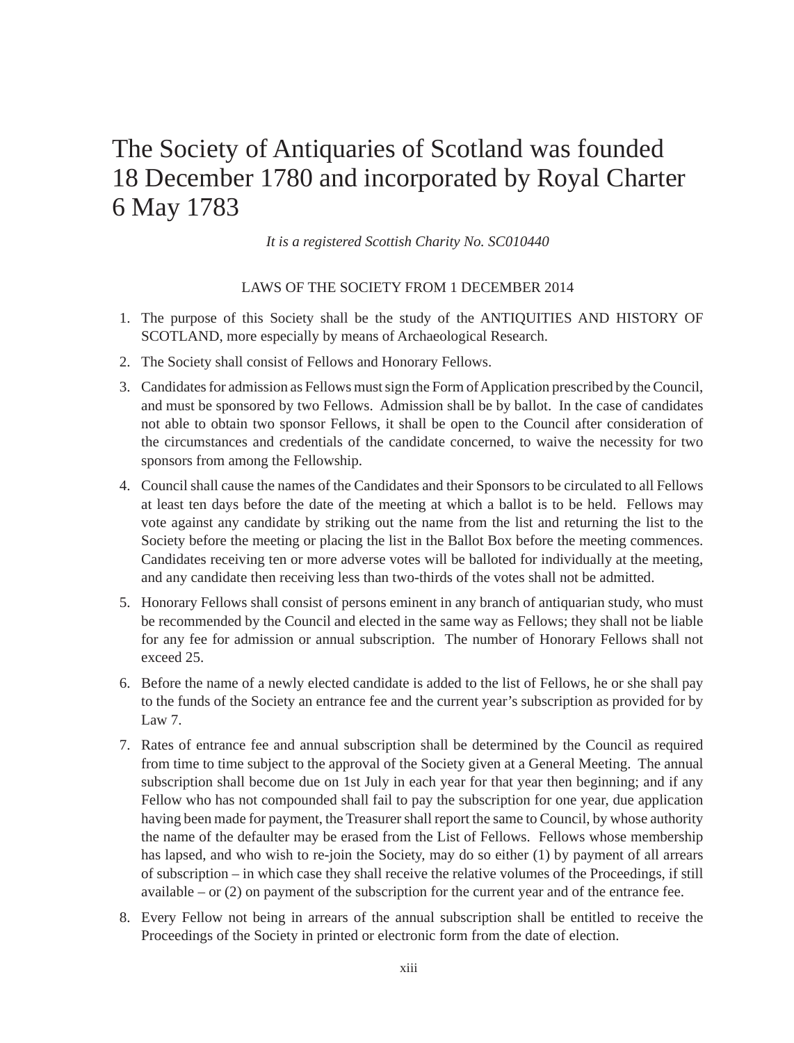# The Society of Antiquaries of Scotland was founded 18 December 1780 and incorporated by Royal Charter 6 May 1783

*It is a registered Scottish Charity No. SC010440*

LAWS OF THE SOCIETY FROM 1 DECEMBER 2014

1. The purpose of this Society shall be the study of the ANTIQUITIES AND HISTORY OF SCOTLAND, more especially by means of Archaeological Research.
2. The Society shall consist of Fellows and Honorary Fellows.
3. Candidates for admission as Fellows must sign the Form of Application prescribed by the Council, and must be sponsored by two Fellows. Admission shall be by ballot. In the case of candidates not able to obtain two sponsor Fellows, it shall be open to the Council after consideration of the circumstances and credentials of the candidate concerned, to waive the necessity for two sponsors from among the Fellowship.
4. Council shall cause the names of the Candidates and their Sponsors to be circulated to all Fellows at least ten days before the date of the meeting at which a ballot is to be held. Fellows may vote against any candidate by striking out the name from the list and returning the list to the Society before the meeting or placing the list in the Ballot Box before the meeting commences. Candidates receiving ten or more adverse votes will be balloted for individually at the meeting, and any candidate then receiving less than two-thirds of the votes shall not be admitted.
5. Honorary Fellows shall consist of persons eminent in any branch of antiquarian study, who must be recommended by the Council and elected in the same way as Fellows; they shall not be liable for any fee for admission or annual subscription. The number of Honorary Fellows shall not exceed 25.
6. Before the name of a newly elected candidate is added to the list of Fellows, he or she shall pay to the funds of the Society an entrance fee and the current year's subscription as provided for by Law 7.
7. Rates of entrance fee and annual subscription shall be determined by the Council as required from time to time subject to the approval of the Society given at a General Meeting. The annual subscription shall become due on 1st July in each year for that year then beginning; and if any Fellow who has not compounded shall fail to pay the subscription for one year, due application having been made for payment, the Treasurer shall report the same to Council, by whose authority the name of the defaulter may be erased from the List of Fellows. Fellows whose membership has lapsed, and who wish to re-join the Society, may do so either (1) by payment of all arrears of subscription – in which case they shall receive the relative volumes of the Proceedings, if still available – or (2) on payment of the subscription for the current year and of the entrance fee.
8. Every Fellow not being in arrears of the annual subscription shall be entitled to receive the Proceedings of the Society in printed or electronic form from the date of election.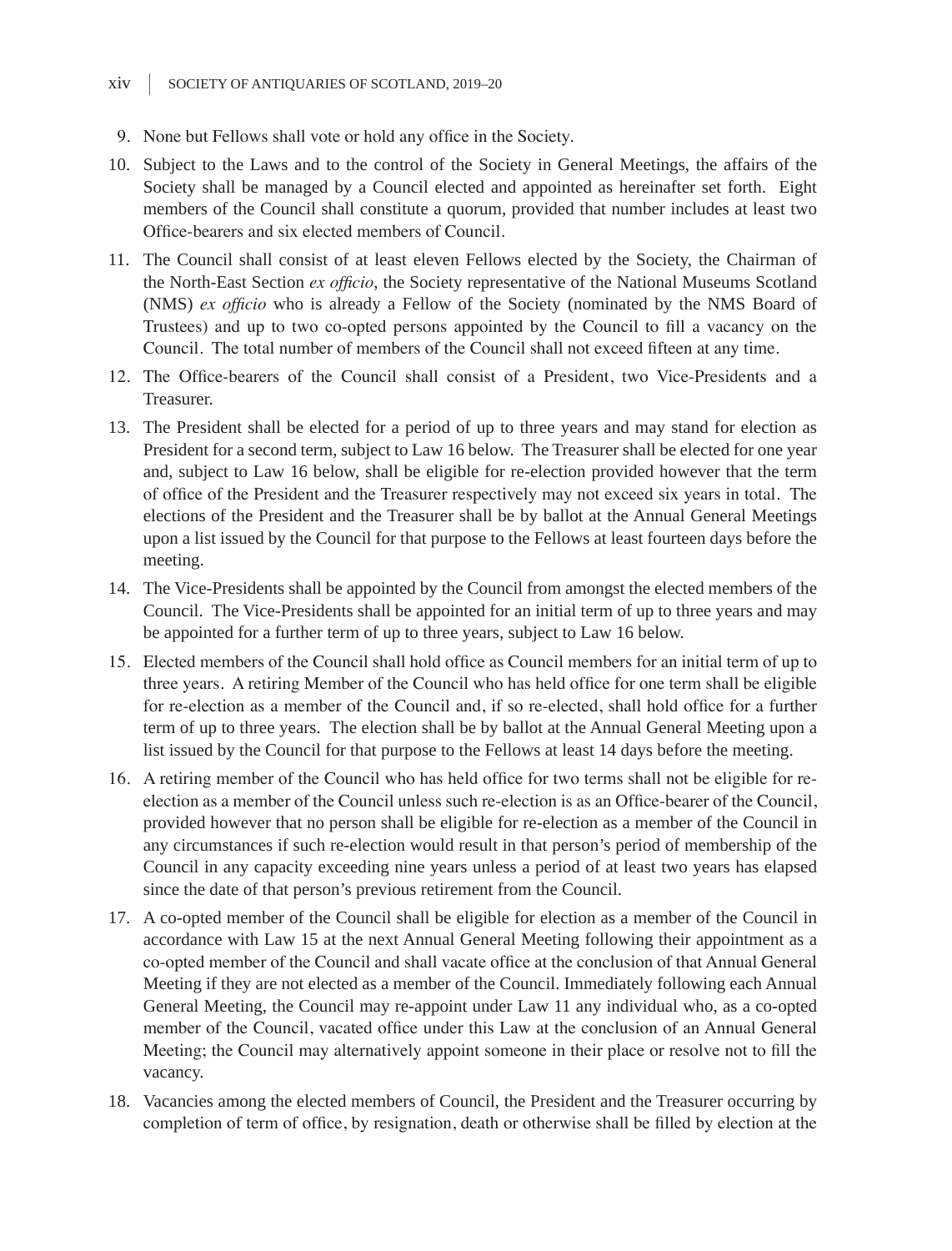9. None but Fellows shall vote or hold any office in the Society.
10. Subject to the Laws and to the control of the Society in General Meetings, the affairs of the Society shall be managed by a Council elected and appointed as hereinafter set forth. Eight members of the Council shall constitute a quorum, provided that number includes at least two Office-bearers and six elected members of Council.
11. The Council shall consist of at least eleven Fellows elected by the Society, the Chairman of the North-East Section *ex officio*, the Society representative of the National Museums Scotland (NMS) *ex officio* who is already a Fellow of the Society (nominated by the NMS Board of Trustees) and up to two co-opted persons appointed by the Council to fill a vacancy on the Council. The total number of members of the Council shall not exceed fifteen at any time.
12. The Office-bearers of the Council shall consist of a President, two Vice-Presidents and a Treasurer.
13. The President shall be elected for a period of up to three years and may stand for election as President for a second term, subject to Law 16 below. The Treasurer shall be elected for one year and, subject to Law 16 below, shall be eligible for re-election provided however that the term of office of the President and the Treasurer respectively may not exceed six years in total. The elections of the President and the Treasurer shall be by ballot at the Annual General Meetings upon a list issued by the Council for that purpose to the Fellows at least fourteen days before the meeting.
14. The Vice-Presidents shall be appointed by the Council from amongst the elected members of the Council. The Vice-Presidents shall be appointed for an initial term of up to three years and may be appointed for a further term of up to three years, subject to Law 16 below.
15. Elected members of the Council shall hold office as Council members for an initial term of up to three years. A retiring Member of the Council who has held office for one term shall be eligible for re-election as a member of the Council and, if so re-elected, shall hold office for a further term of up to three years. The election shall be by ballot at the Annual General Meeting upon a list issued by the Council for that purpose to the Fellows at least 14 days before the meeting.
16. A retiring member of the Council who has held office for two terms shall not be eligible for re-election as a member of the Council unless such re-election is as an Office-bearer of the Council, provided however that no person shall be eligible for re-election as a member of the Council in any circumstances if such re-election would result in that person's period of membership of the Council in any capacity exceeding nine years unless a period of at least two years has elapsed since the date of that person's previous retirement from the Council.
17. A co-opted member of the Council shall be eligible for election as a member of the Council in accordance with Law 15 at the next Annual General Meeting following their appointment as a co-opted member of the Council and shall vacate office at the conclusion of that Annual General Meeting if they are not elected as a member of the Council. Immediately following each Annual General Meeting, the Council may re-appoint under Law 11 any individual who, as a co-opted member of the Council, vacated office under this Law at the conclusion of an Annual General Meeting; the Council may alternatively appoint someone in their place or resolve not to fill the vacancy.
18. Vacancies among the elected members of Council, the President and the Treasurer occurring by completion of term of office, by resignation, death or otherwise shall be filled by election at the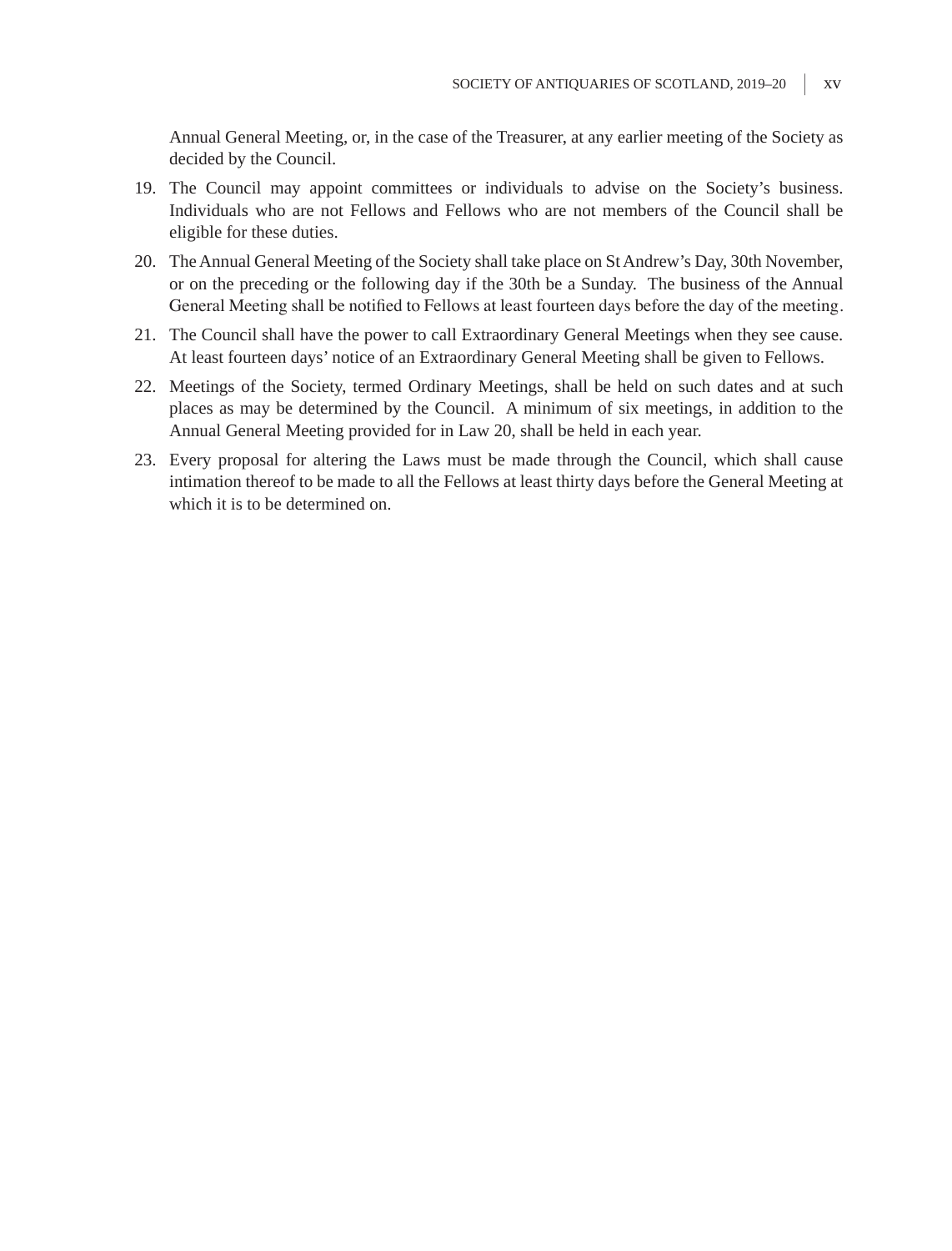Annual General Meeting, or, in the case of the Treasurer, at any earlier meeting of the Society as decided by the Council.

19. The Council may appoint committees or individuals to advise on the Society's business. Individuals who are not Fellows and Fellows who are not members of the Council shall be eligible for these duties.
20. The Annual General Meeting of the Society shall take place on St Andrew's Day, 30th November, or on the preceding or the following day if the 30th be a Sunday. The business of the Annual General Meeting shall be notified to Fellows at least fourteen days before the day of the meeting.
21. The Council shall have the power to call Extraordinary General Meetings when they see cause. At least fourteen days' notice of an Extraordinary General Meeting shall be given to Fellows.
22. Meetings of the Society, termed Ordinary Meetings, shall be held on such dates and at such places as may be determined by the Council. A minimum of six meetings, in addition to the Annual General Meeting provided for in Law 20, shall be held in each year.
23. Every proposal for altering the Laws must be made through the Council, which shall cause intimation thereof to be made to all the Fellows at least thirty days before the General Meeting at which it is to be determined on.